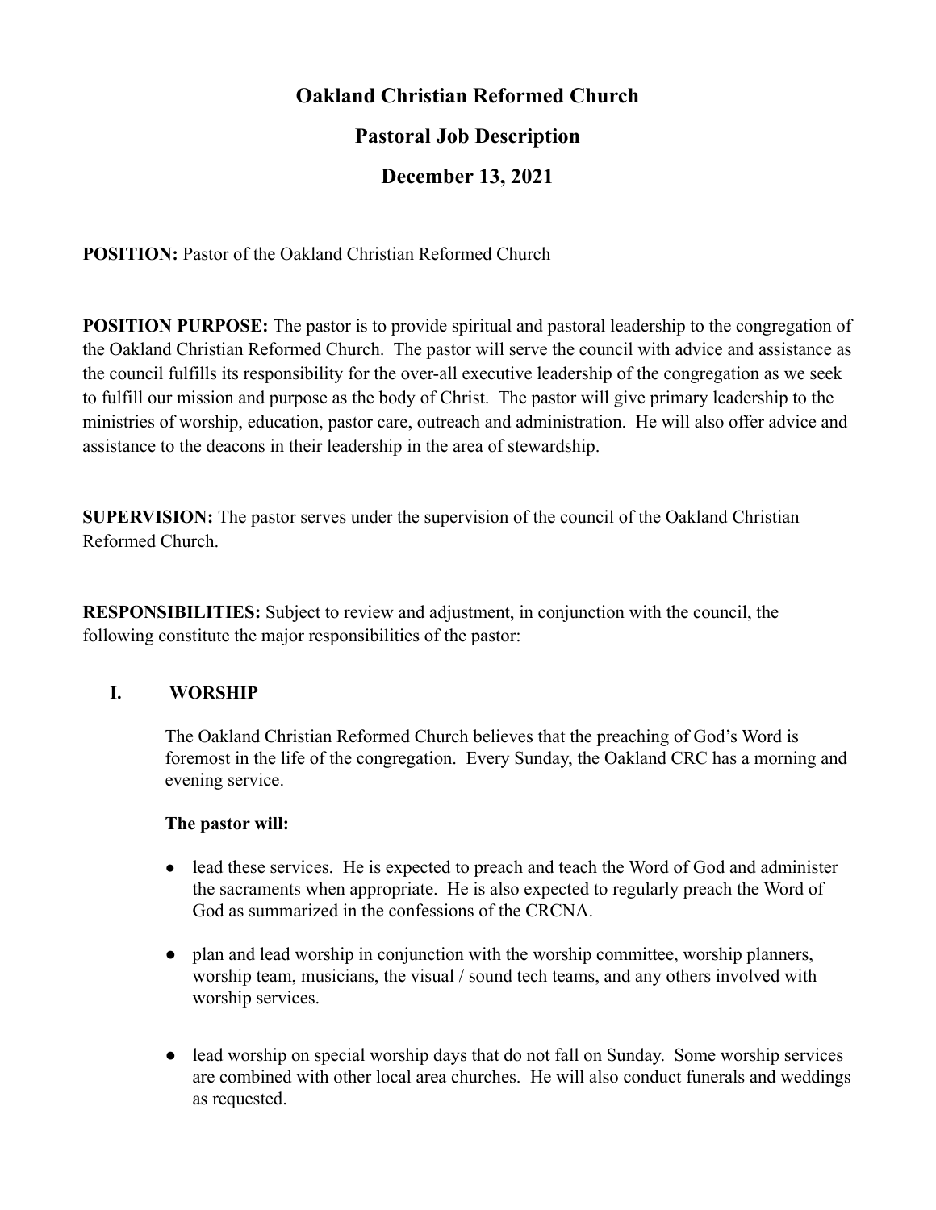# Oakland Christian Reformed Church

## Pastoral Job Description

## December 13, 2021

**POSITION:** Pastor of the Oakland Christian Reformed Church

**POSITION PURPOSE:** The pastor is to provide spiritual and pastoral leadership to the congregation of the Oakland Christian Reformed Church. The pastor will serve the council with advice and assistance as the council fulfills its responsibility for the over-all executive leadership of the congregation as we seek to fulfill our mission and purpose as the body of Christ. The pastor will give primary leadership to the ministries of worship, education, pastor care, outreach and administration. He will also offer advice and assistance to the deacons in their leadership in the area of stewardship.

**SUPERVISION:** The pastor serves under the supervision of the council of the Oakland Christian Reformed Church.

**RESPONSIBILITIES:** Subject to review and adjustment, in conjunction with the council, the following constitute the major responsibilities of the pastor:

### I. WORSHIP

The Oakland Christian Reformed Church believes that the preaching of God's Word is foremost in the life of the congregation. Every Sunday, the Oakland CRC has a morning and evening service.

**The pastor will:**

- lead these services. He is expected to preach and teach the Word of God and administer the sacraments when appropriate. He is also expected to regularly preach the Word of God as summarized in the confessions of the CRCNA.
- plan and lead worship in conjunction with the worship committee, worship planners, worship team, musicians, the visual / sound tech teams, and any others involved with worship services.
- lead worship on special worship days that do not fall on Sunday. Some worship services are combined with other local area churches. He will also conduct funerals and weddings as requested.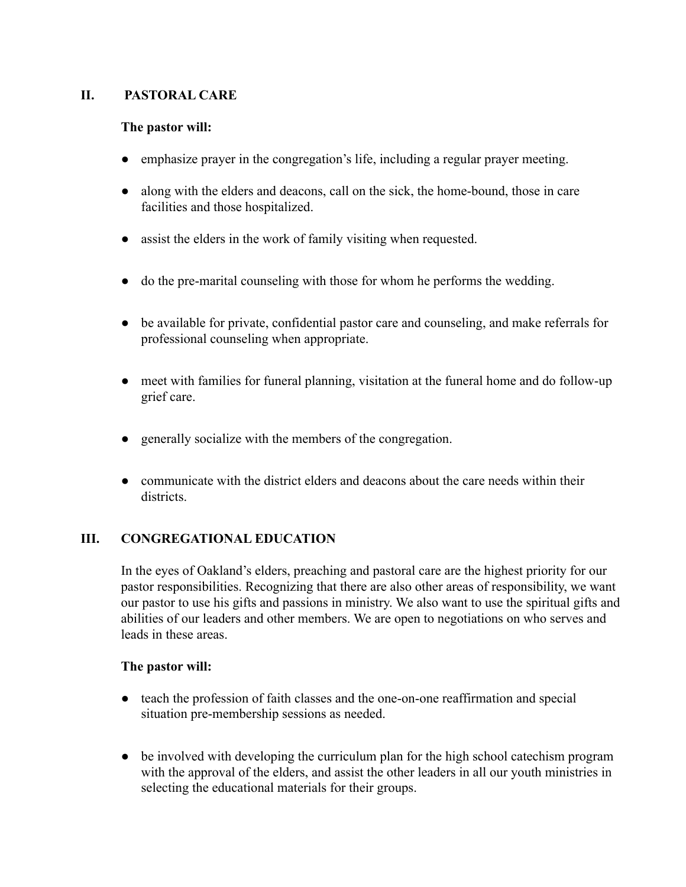## II. PASTORAL CARE

**The pastor will:**

- emphasize prayer in the congregation's life, including a regular prayer meeting.
- along with the elders and deacons, call on the sick, the home-bound, those in care facilities and those hospitalized.
- assist the elders in the work of family visiting when requested.
- do the pre-marital counseling with those for whom he performs the wedding.
- be available for private, confidential pastor care and counseling, and make referrals for professional counseling when appropriate.
- meet with families for funeral planning, visitation at the funeral home and do follow-up grief care.
- generally socialize with the members of the congregation.
- communicate with the district elders and deacons about the care needs within their districts.

## III. CONGREGATIONAL EDUCATION

In the eyes of Oakland's elders, preaching and pastoral care are the highest priority for our pastor responsibilities. Recognizing that there are also other areas of responsibility, we want our pastor to use his gifts and passions in ministry. We also want to use the spiritual gifts and abilities of our leaders and other members. We are open to negotiations on who serves and leads in these areas.

**The pastor will:**

- teach the profession of faith classes and the one-on-one reaffirmation and special situation pre-membership sessions as needed.
- be involved with developing the curriculum plan for the high school catechism program with the approval of the elders, and assist the other leaders in all our youth ministries in selecting the educational materials for their groups.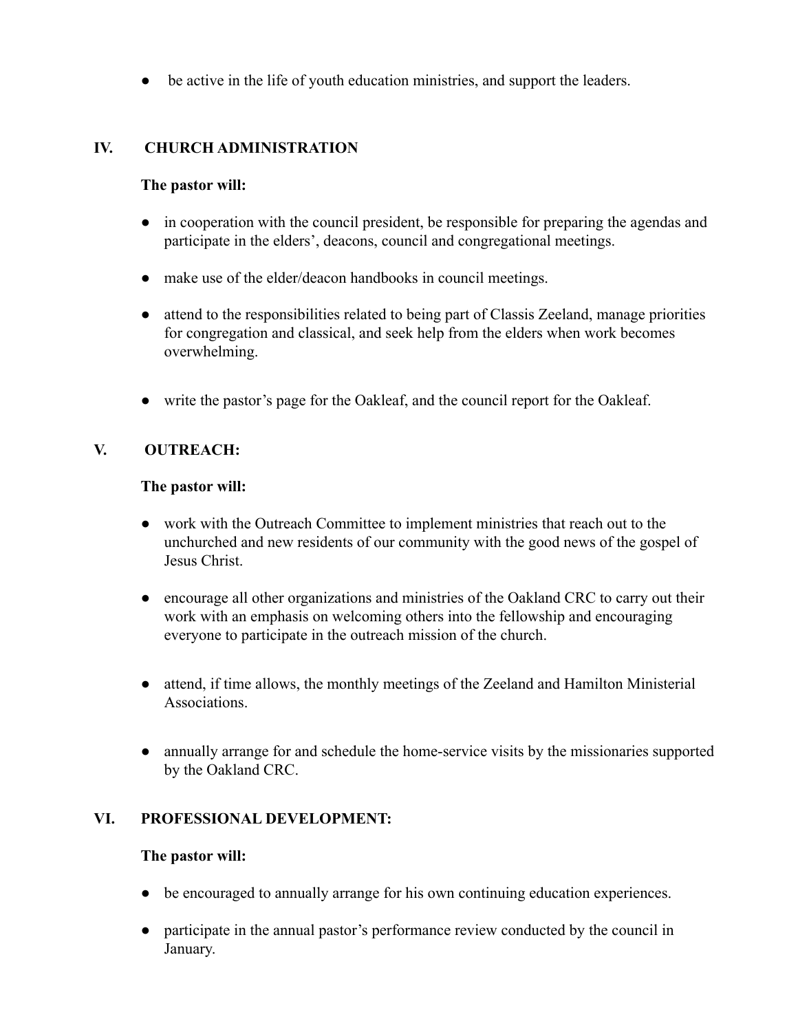- be active in the life of youth education ministries, and support the leaders.

## IV. CHURCH ADMINISTRATION

**The pastor will:**

- in cooperation with the council president, be responsible for preparing the agendas and participate in the elders', deacons, council and congregational meetings.
- make use of the elder/deacon handbooks in council meetings.
- attend to the responsibilities related to being part of Classis Zeeland, manage priorities for congregation and classical, and seek help from the elders when work becomes overwhelming.
- write the pastor's page for the Oakleaf, and the council report for the Oakleaf.

## V. OUTREACH:

**The pastor will:**

- work with the Outreach Committee to implement ministries that reach out to the unchurched and new residents of our community with the good news of the gospel of Jesus Christ.
- encourage all other organizations and ministries of the Oakland CRC to carry out their work with an emphasis on welcoming others into the fellowship and encouraging everyone to participate in the outreach mission of the church.
- attend, if time allows, the monthly meetings of the Zeeland and Hamilton Ministerial Associations.
- annually arrange for and schedule the home-service visits by the missionaries supported by the Oakland CRC.

## VI. PROFESSIONAL DEVELOPMENT:

**The pastor will:**

- be encouraged to annually arrange for his own continuing education experiences.
- participate in the annual pastor's performance review conducted by the council in January.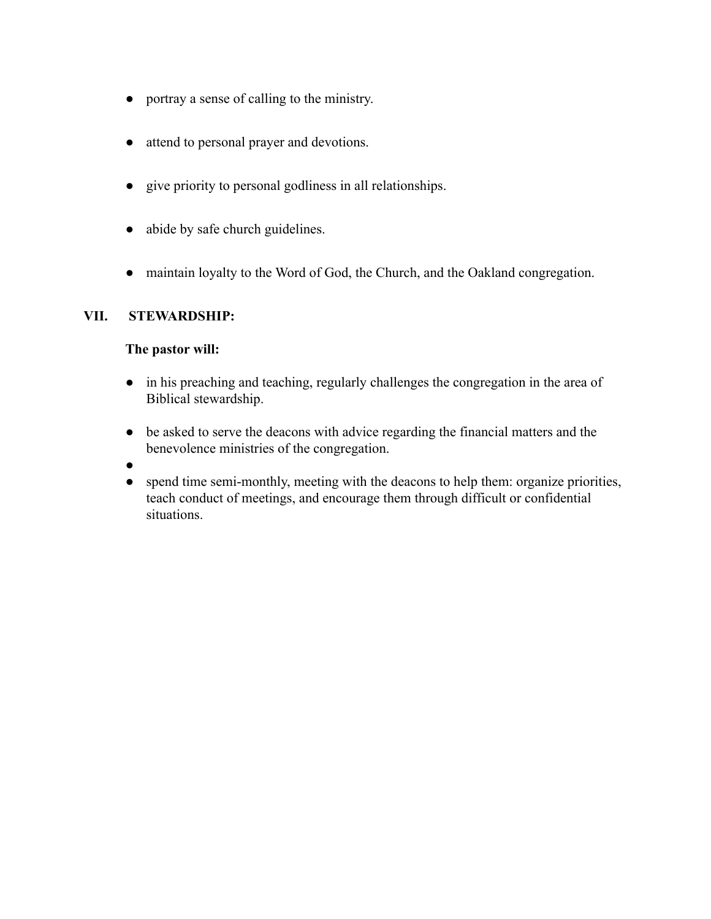- portray a sense of calling to the ministry.
- attend to personal prayer and devotions.
- give priority to personal godliness in all relationships.
- abide by safe church guidelines.
- maintain loyalty to the Word of God, the Church, and the Oakland congregation.

## VII. STEWARDSHIP:

**The pastor will:**

- in his preaching and teaching, regularly challenges the congregation in the area of Biblical stewardship.
- be asked to serve the deacons with advice regarding the financial matters and the benevolence ministries of the congregation.
- 
- spend time semi-monthly, meeting with the deacons to help them: organize priorities, teach conduct of meetings, and encourage them through difficult or confidential situations.